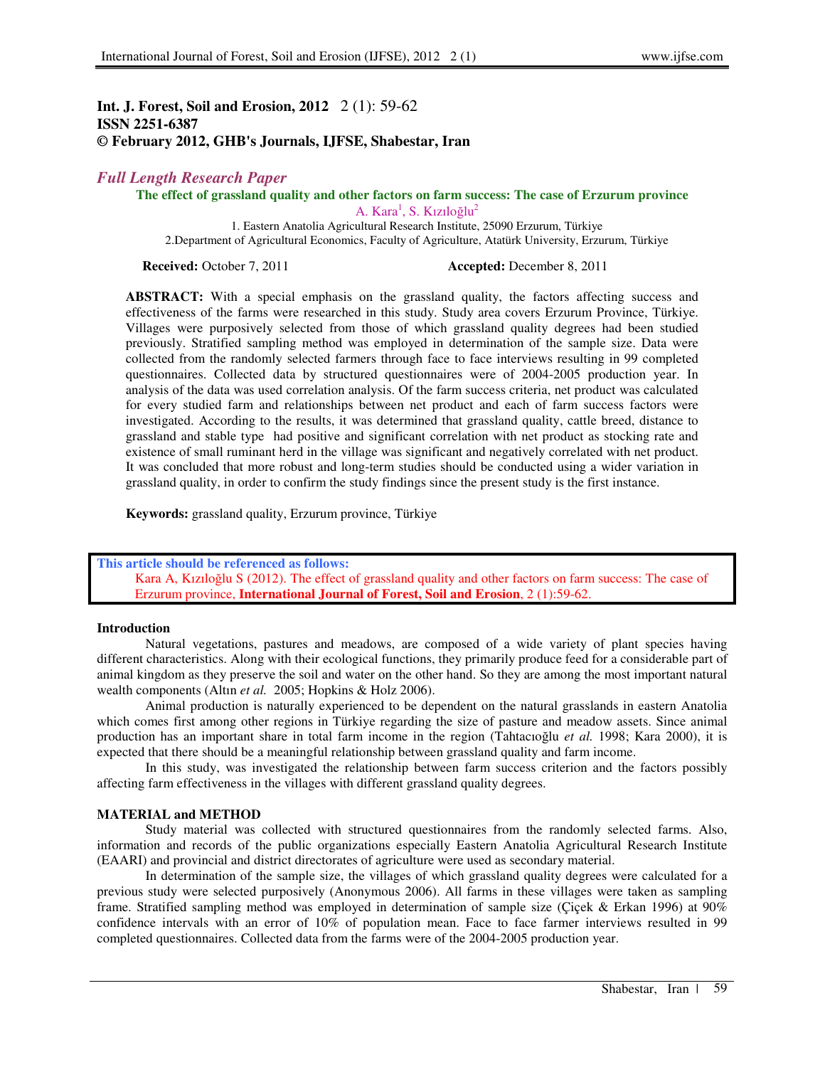**Int. J. Forest, Soil and Erosion, 2012** 2 (1): 59-62
**ISSN 2251-6387**
**© February 2012, GHB's Journals, IJFSE, Shabestar, Iran**

*Full Length Research Paper*

# The effect of grassland quality and other factors on farm success: The case of Erzurum province

A. Kara[1], S. Kızıloğlu[2]

1. Eastern Anatolia Agricultural Research Institute, 25090 Erzurum, Türkiye
2. Department of Agricultural Economics, Faculty of Agriculture, Atatürk University, Erzurum, Türkiye

**Received:** October 7, 2011 **Accepted:** December 8, 2011

**ABSTRACT:** With a special emphasis on the grassland quality, the factors affecting success and effectiveness of the farms were researched in this study. Study area covers Erzurum Province, Türkiye. Villages were purposively selected from those of which grassland quality degrees had been studied previously. Stratified sampling method was employed in determination of the sample size. Data were collected from the randomly selected farmers through face to face interviews resulting in 99 completed questionnaires. Collected data by structured questionnaires were of 2004-2005 production year. In analysis of the data was used correlation analysis. Of the farm success criteria, net product was calculated for every studied farm and relationships between net product and each of farm success factors were investigated. According to the results, it was determined that grassland quality, cattle breed, distance to grassland and stable type had positive and significant correlation with net product as stocking rate and existence of small ruminant herd in the village was significant and negatively correlated with net product. It was concluded that more robust and long-term studies should be conducted using a wider variation in grassland quality, in order to confirm the study findings since the present study is the first instance.

**Keywords:** grassland quality, Erzurum province, Türkiye

**This article should be referenced as follows:**
Kara A, Kızıloğlu S (2012). The effect of grassland quality and other factors on farm success: The case of Erzurum province, **International Journal of Forest, Soil and Erosion**, 2 (1):59-62.

## Introduction

Natural vegetations, pastures and meadows, are composed of a wide variety of plant species having different characteristics. Along with their ecological functions, they primarily produce feed for a considerable part of animal kingdom as they preserve the soil and water on the other hand. So they are among the most important natural wealth components (Altın *et al.* 2005; Hopkins & Holz 2006).

Animal production is naturally experienced to be dependent on the natural grasslands in eastern Anatolia which comes first among other regions in Türkiye regarding the size of pasture and meadow assets. Since animal production has an important share in total farm income in the region (Tahtacıoğlu *et al.* 1998; Kara 2000), it is expected that there should be a meaningful relationship between grassland quality and farm income.

In this study, was investigated the relationship between farm success criterion and the factors possibly affecting farm effectiveness in the villages with different grassland quality degrees.

## MATERIAL and METHOD

Study material was collected with structured questionnaires from the randomly selected farms. Also, information and records of the public organizations especially Eastern Anatolia Agricultural Research Institute (EAARI) and provincial and district directorates of agriculture were used as secondary material.

In determination of the sample size, the villages of which grassland quality degrees were calculated for a previous study were selected purposively (Anonymous 2006). All farms in these villages were taken as sampling frame. Stratified sampling method was employed in determination of sample size (Çiçek & Erkan 1996) at 90% confidence intervals with an error of 10% of population mean. Face to face farmer interviews resulted in 99 completed questionnaires. Collected data from the farms were of the 2004-2005 production year.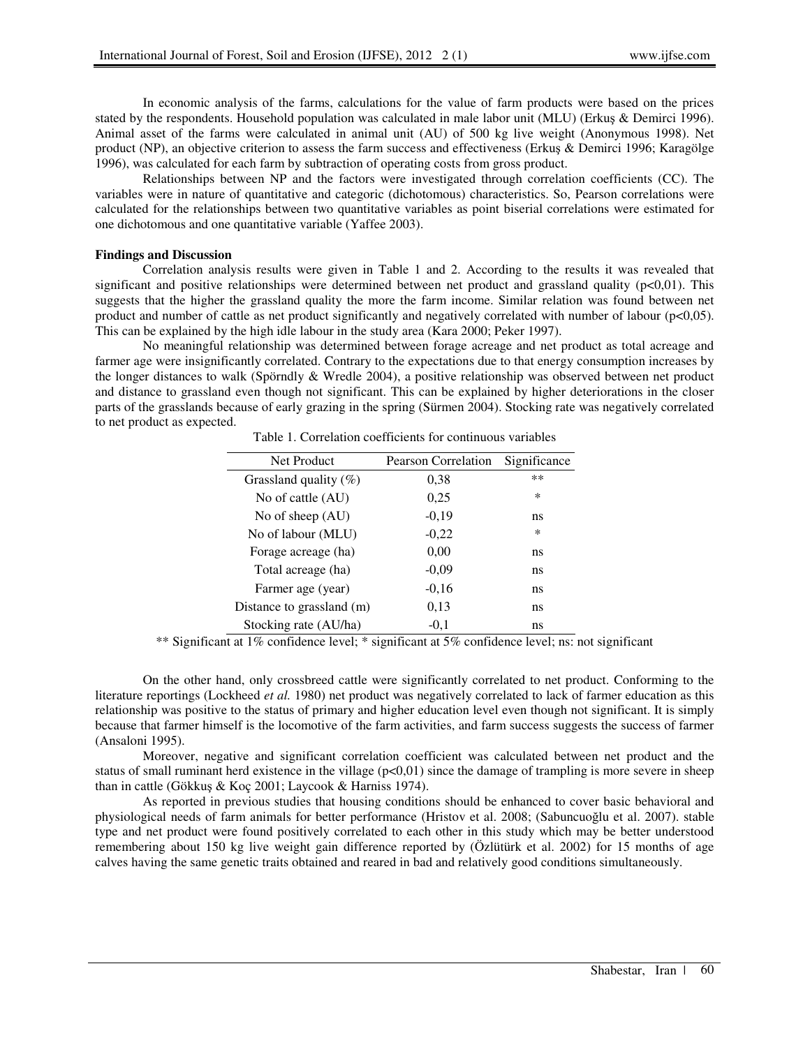In economic analysis of the farms, calculations for the value of farm products were based on the prices stated by the respondents. Household population was calculated in male labor unit (MLU) (Erkuş & Demirci 1996). Animal asset of the farms were calculated in animal unit (AU) of 500 kg live weight (Anonymous 1998). Net product (NP), an objective criterion to assess the farm success and effectiveness (Erkuş & Demirci 1996; Karagölge 1996), was calculated for each farm by subtraction of operating costs from gross product.

Relationships between NP and the factors were investigated through correlation coefficients (CC). The variables were in nature of quantitative and categoric (dichotomous) characteristics. So, Pearson correlations were calculated for the relationships between two quantitative variables as point biserial correlations were estimated for one dichotomous and one quantitative variable (Yaffee 2003).

**Findings and Discussion**

Correlation analysis results were given in Table 1 and 2. According to the results it was revealed that significant and positive relationships were determined between net product and grassland quality ($p<0,01$). This suggests that the higher the grassland quality the more the farm income. Similar relation was found between net product and number of cattle as net product significantly and negatively correlated with number of labour ($p<0,05$). This can be explained by the high idle labour in the study area (Kara 2000; Peker 1997).

No meaningful relationship was determined between forage acreage and net product as total acreage and farmer age were insignificantly correlated. Contrary to the expectations due to that energy consumption increases by the longer distances to walk (Spörndly & Wredle 2004), a positive relationship was observed between net product and distance to grassland even though not significant. This can be explained by higher deteriorations in the closer parts of the grasslands because of early grazing in the spring (Sürmen 2004). Stocking rate was negatively correlated to net product as expected.

Table 1. Correlation coefficients for continuous variables

| Net Product | Pearson Correlation | Significance |
|---|---|---|
| Grassland quality (%) | 0,38 | ** |
| No of cattle (AU) | 0,25 | * |
| No of sheep (AU) | -0,19 | ns |
| No of labour (MLU) | -0,22 | * |
| Forage acreage (ha) | 0,00 | ns |
| Total acreage (ha) | -0,09 | ns |
| Farmer age (year) | -0,16 | ns |
| Distance to grassland (m) | 0,13 | ns |
| Stocking rate (AU/ha) | -0,1 | ns |

** Significant at 1% confidence level; * significant at 5% confidence level; ns: not significant

On the other hand, only crossbreed cattle were significantly correlated to net product. Conforming to the literature reportings (Lockheed *et al.* 1980) net product was negatively correlated to lack of farmer education as this relationship was positive to the status of primary and higher education level even though not significant. It is simply because that farmer himself is the locomotive of the farm activities, and farm success suggests the success of farmer (Ansaloni 1995).

Moreover, negative and significant correlation coefficient was calculated between net product and the status of small ruminant herd existence in the village ($p<0,01$) since the damage of trampling is more severe in sheep than in cattle (Gökkuş & Koç 2001; Laycook & Harniss 1974).

As reported in previous studies that housing conditions should be enhanced to cover basic behavioral and physiological needs of farm animals for better performance (Hristov et al. 2008; (Sabuncuoğlu et al. 2007). stable type and net product were found positively correlated to each other in this study which may be better understood remembering about 150 kg live weight gain difference reported by (Özlütürk et al. 2002) for 15 months of age calves having the same genetic traits obtained and reared in bad and relatively good conditions simultaneously.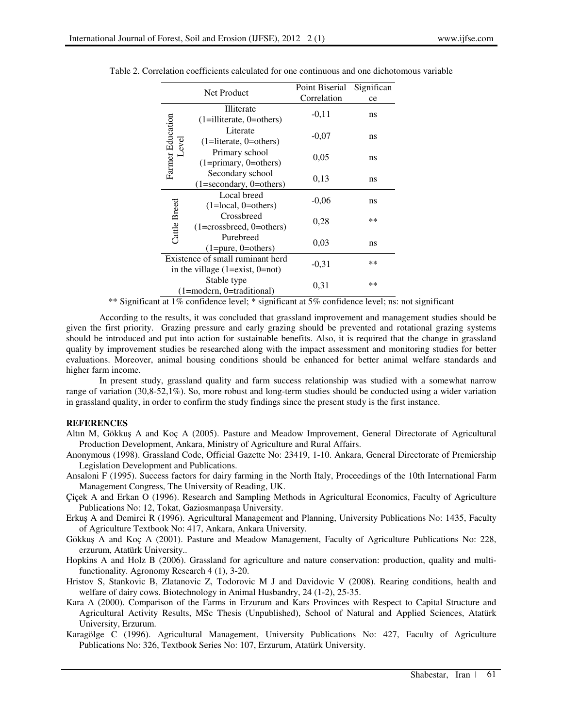Table 2. Correlation coefficients calculated for one continuous and one dichotomous variable

| Net Product | | Point Biserial Correlation | Significance |
|---|---|---|---|
| Farmer Education Level | Illiterate (1=illiterate, 0=others) | -0,11 | ns |
| | Literate (1=literate, 0=others) | -0,07 | ns |
| | Primary school (1=primary, 0=others) | 0,05 | ns |
| | Secondary school (1=secondary, 0=others) | 0,13 | ns |
| Cattle Breed | Local breed (1=local, 0=others) | -0,06 | ns |
| | Crossbreed (1=crossbreed, 0=others) | 0,28 | ** |
| | Purebreed (1=pure, 0=others) | 0,03 | ns |
| Existence of small ruminant herd in the village (1=exist, 0=not) | | -0,31 | ** |
| Stable type (1=modern, 0=traditional) | | 0,31 | ** |

** Significant at 1% confidence level; * significant at 5% confidence level; ns: not significant

According to the results, it was concluded that grassland improvement and management studies should be given the first priority. Grazing pressure and early grazing should be prevented and rotational grazing systems should be introduced and put into action for sustainable benefits. Also, it is required that the change in grassland quality by improvement studies be researched along with the impact assessment and monitoring studies for better evaluations. Moreover, animal housing conditions should be enhanced for better animal welfare standards and higher farm income.

In present study, grassland quality and farm success relationship was studied with a somewhat narrow range of variation (30,8-52,1%). So, more robust and long-term studies should be conducted using a wider variation in grassland quality, in order to confirm the study findings since the present study is the first instance.

## REFERENCES

Altın M, Gökkuş A and Koç A (2005). Pasture and Meadow Improvement, General Directorate of Agricultural Production Development, Ankara, Ministry of Agriculture and Rural Affairs.

Anonymous (1998). Grassland Code, Official Gazette No: 23419, 1-10. Ankara, General Directorate of Premiership Legislation Development and Publications.

Ansaloni F (1995). Success factors for dairy farming in the North Italy, Proceedings of the 10th International Farm Management Congress, The University of Reading, UK.

Çiçek A and Erkan O (1996). Research and Sampling Methods in Agricultural Economics, Faculty of Agriculture Publications No: 12, Tokat, Gaziosmanpaşa University.

Erkuş A and Demirci R (1996). Agricultural Management and Planning, University Publications No: 1435, Faculty of Agriculture Textbook No: 417, Ankara, Ankara University.

Gökkuş A and Koç A (2001). Pasture and Meadow Management, Faculty of Agriculture Publications No: 228, erzurum, Atatürk University..

Hopkins A and Holz B (2006). Grassland for agriculture and nature conservation: production, quality and multi-functionality. Agronomy Research 4 (1), 3-20.

Hristov S, Stankovic B, Zlatanovic Z, Todorovic M J and Davidovic V (2008). Rearing conditions, health and welfare of dairy cows. Biotechnology in Animal Husbandry, 24 (1-2), 25-35.

Kara A (2000). Comparison of the Farms in Erzurum and Kars Provinces with Respect to Capital Structure and Agricultural Activity Results, MSc Thesis (Unpublished), School of Natural and Applied Sciences, Atatürk University, Erzurum.

Karagölge C (1996). Agricultural Management, University Publications No: 427, Faculty of Agriculture Publications No: 326, Textbook Series No: 107, Erzurum, Atatürk University.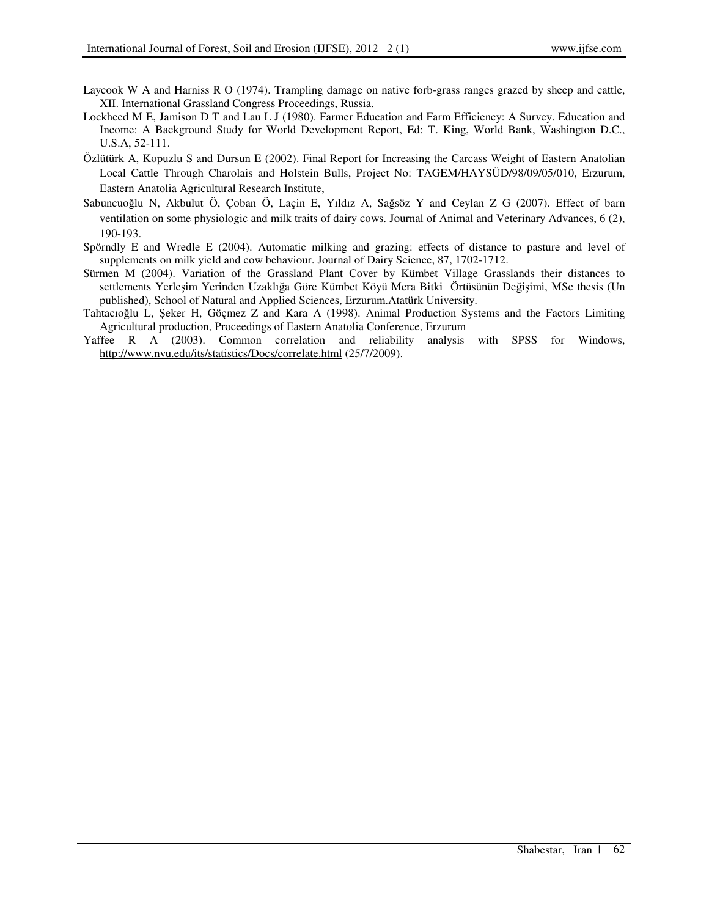Laycook W A and Harniss R O (1974). Trampling damage on native forb-grass ranges grazed by sheep and cattle, XII. International Grassland Congress Proceedings, Russia.

Lockheed M E, Jamison D T and Lau L J (1980). Farmer Education and Farm Efficiency: A Survey. Education and Income: A Background Study for World Development Report, Ed: T. King, World Bank, Washington D.C., U.S.A, 52-111.

Özlütürk A, Kopuzlu S and Dursun E (2002). Final Report for Increasing the Carcass Weight of Eastern Anatolian Local Cattle Through Charolais and Holstein Bulls, Project No: TAGEM/HAYSÜD/98/09/05/010, Erzurum, Eastern Anatolia Agricultural Research Institute,

Sabuncuoğlu N, Akbulut Ö, Çoban Ö, Laçin E, Yıldız A, Sağsöz Y and Ceylan Z G (2007). Effect of barn ventilation on some physiologic and milk traits of dairy cows. Journal of Animal and Veterinary Advances, 6 (2), 190-193.

Spörndly E and Wredle E (2004). Automatic milking and grazing: effects of distance to pasture and level of supplements on milk yield and cow behaviour. Journal of Dairy Science, 87, 1702-1712.

Sürmen M (2004). Variation of the Grassland Plant Cover by Kümbet Village Grasslands their distances to settlements Yerleşim Yerinden Uzaklığa Göre Kümbet Köyü Mera Bitki Örtüsünün Değişimi, MSc thesis (Un published), School of Natural and Applied Sciences, Erzurum.Atatürk University.

Tahtacıoğlu L, Şeker H, Göçmez Z and Kara A (1998). Animal Production Systems and the Factors Limiting Agricultural production, Proceedings of Eastern Anatolia Conference, Erzurum

Yaffee R A (2003). Common correlation and reliability analysis with SPSS for Windows, http://www.nyu.edu/its/statistics/Docs/correlate.html (25/7/2009).